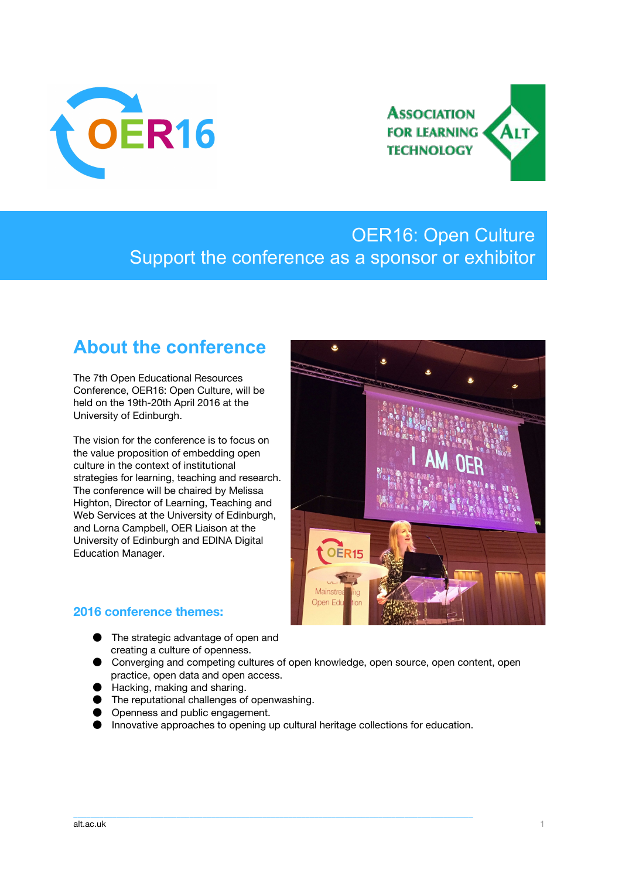# OER16: Open Culture

Support the conference as a sponsor or exhibitor

## About the conference

The 7th Open Educational Resources Conference, OER16: Open Culture, will be held on the 19th-20th April 2016 at the University of Edinburgh.

The vision for the conference is to focus on the value proposition of embedding open culture in the context of institutional strategies for learning, teaching and research. The conference will be chaired by Melissa Highton, Director of Learning, Teaching and Web Services at the University of Edinburgh, and Lorna Campbell, OER Liaison at the University of Edinburgh and EDINA Digital Education Manager.

### 2016 conference themes:

- The strategic advantage of open and creating a culture of openness.
- Converging and competing cultures of open knowledge, open source, open content, open practice, open data and open access.
- Hacking, making and sharing.
- The reputational challenges of openwashing.
- Openness and public engagement.
- Innovative approaches to opening up cultural heritage collections for education.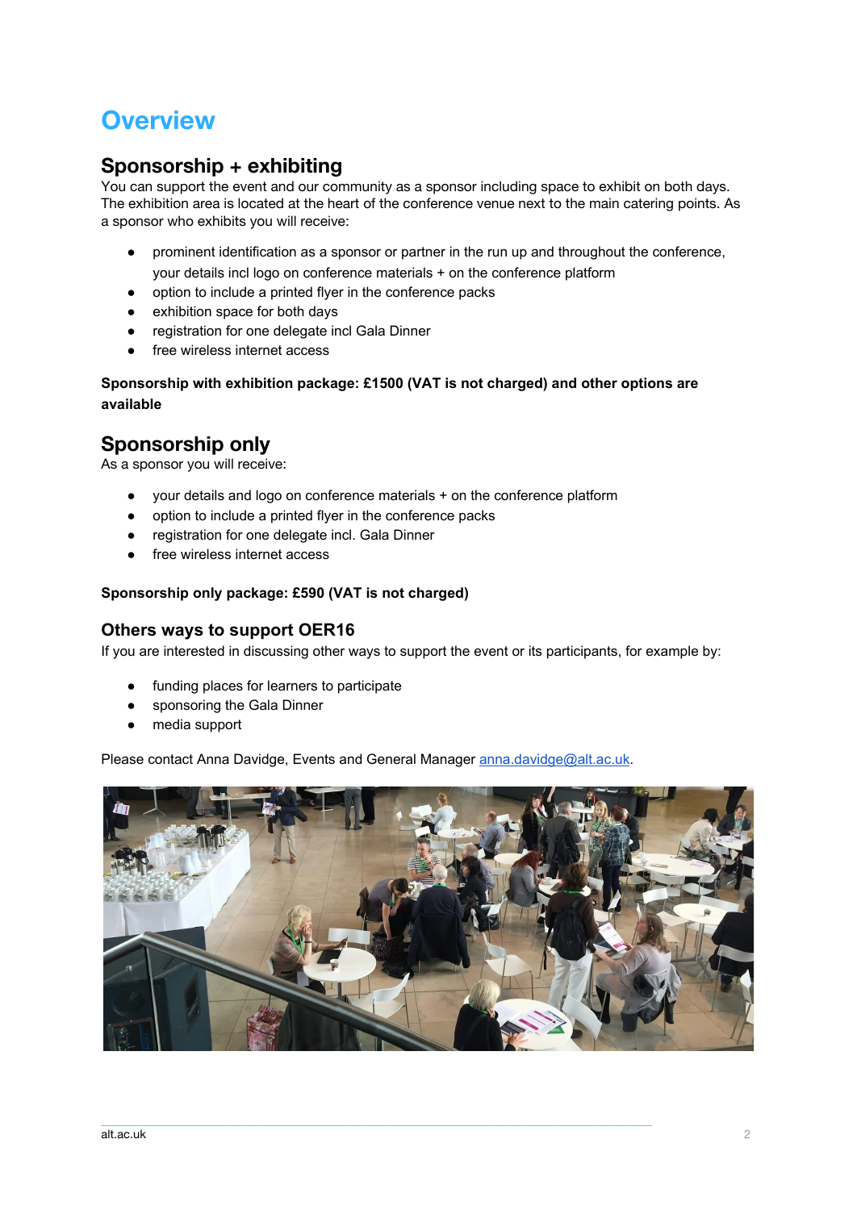# Overview

## Sponsorship + exhibiting

You can support the event and our community as a sponsor including space to exhibit on both days. The exhibition area is located at the heart of the conference venue next to the main catering points. As a sponsor who exhibits you will receive:

- prominent identification as a sponsor or partner in the run up and throughout the conference, your details incl logo on conference materials + on the conference platform
- option to include a printed flyer in the conference packs
- exhibition space for both days
- registration for one delegate incl Gala Dinner
- free wireless internet access

**Sponsorship with exhibition package: £1500 (VAT is not charged) and other options are available**

## Sponsorship only

As a sponsor you will receive:

- your details and logo on conference materials + on the conference platform
- option to include a printed flyer in the conference packs
- registration for one delegate incl. Gala Dinner
- free wireless internet access

**Sponsorship only package: £590 (VAT is not charged)**

### Others ways to support OER16

If you are interested in discussing other ways to support the event or its participants, for example by:

- funding places for learners to participate
- sponsoring the Gala Dinner
- media support

Please contact Anna Davidge, Events and General Manager anna.davidge@alt.ac.uk.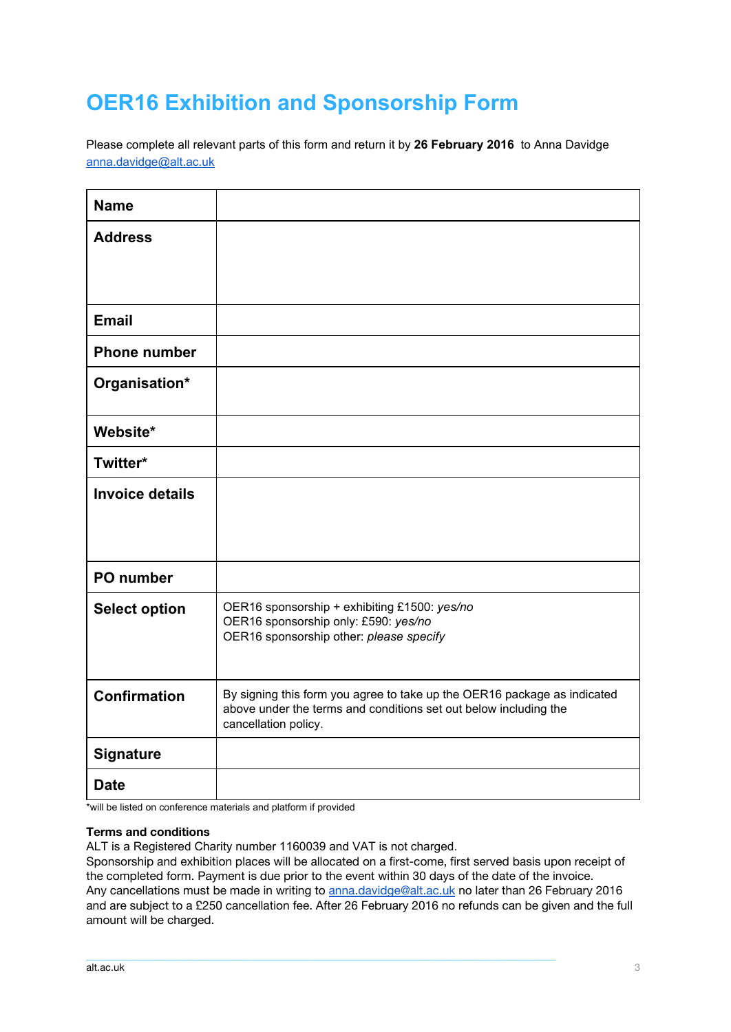# OER16 Exhibition and Sponsorship Form

Please complete all relevant parts of this form and return it by **26 February 2016** to Anna Davidge anna.davidge@alt.ac.uk

| | |
|---|---|
| **Name** | |
| **Address** | |
| **Email** | |
| **Phone number** | |
| **Organisation*** | |
| **Website*** | |
| **Twitter*** | |
| **Invoice details** | |
| **PO number** | |
| **Select option** | OER16 sponsorship + exhibiting £1500: *yes/no*<br>OER16 sponsorship only: £590: *yes/no*<br>OER16 sponsorship other: *please specify* |
| **Confirmation** | By signing this form you agree to take up the OER16 package as indicated above under the terms and conditions set out below including the cancellation policy. |
| **Signature** | |
| **Date** | |

*will be listed on conference materials and platform if provided

**Terms and conditions**

ALT is a Registered Charity number 1160039 and VAT is not charged.

Sponsorship and exhibition places will be allocated on a first-come, first served basis upon receipt of the completed form. Payment is due prior to the event within 30 days of the date of the invoice.

Any cancellations must be made in writing to anna.davidge@alt.ac.uk no later than 26 February 2016 and are subject to a £250 cancellation fee. After 26 February 2016 no refunds can be given and the full amount will be charged.